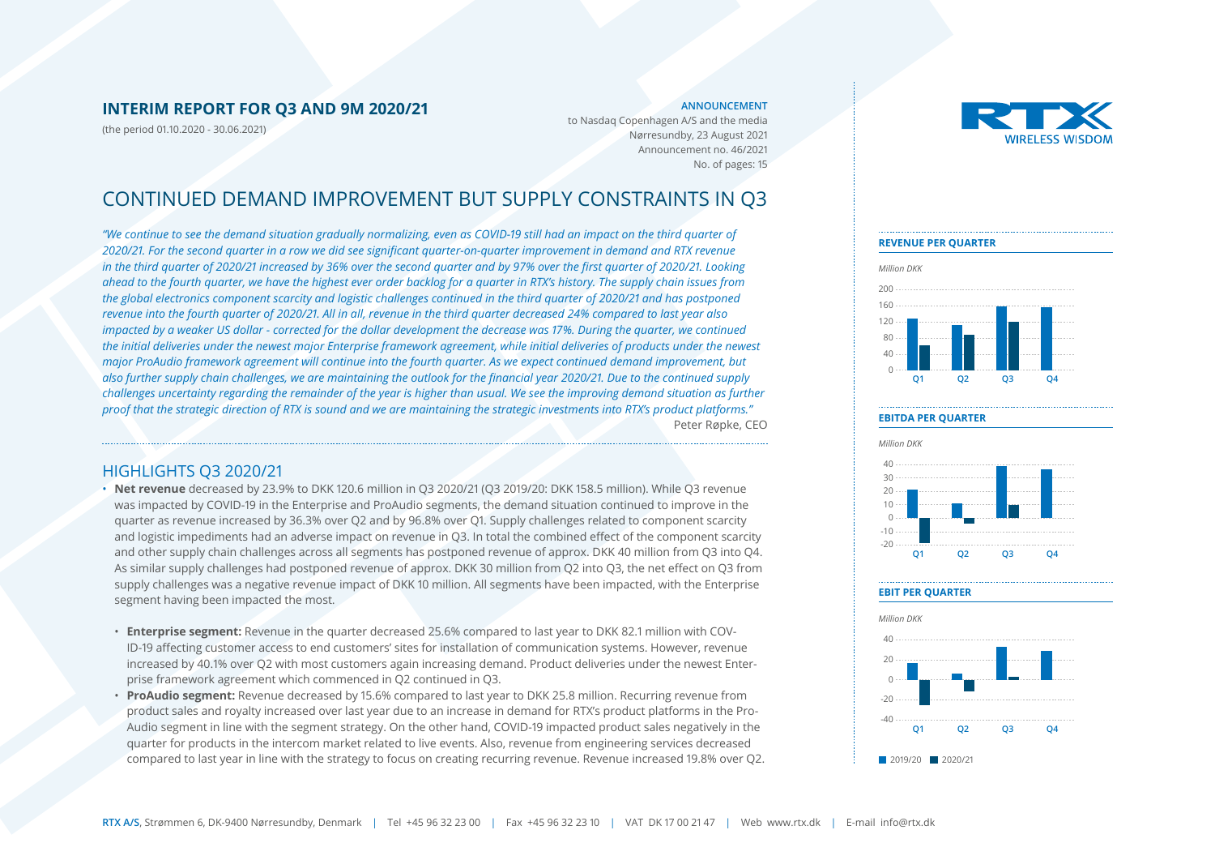# INTERIM REPORT FOR Q3 AND 9M 2020/21

(the period 01.10.2020 - 30.06.2021)

**ANNOUNCEMENT**

to Nasdaq Copenhagen A/S and the media
Nørresundby, 23 August 2021
Announcement no. 46/2021
No. of pages: 15

RTX WIRELESS WISDOM

## CONTINUED DEMAND IMPROVEMENT BUT SUPPLY CONSTRAINTS IN Q3

*"We continue to see the demand situation gradually normalizing, even as COVID-19 still had an impact on the third quarter of 2020/21. For the second quarter in a row we did see significant quarter-on-quarter improvement in demand and RTX revenue in the third quarter of 2020/21 increased by 36% over the second quarter and by 97% over the first quarter of 2020/21. Looking ahead to the fourth quarter, we have the highest ever order backlog for a quarter in RTX's history. The supply chain issues from the global electronics component scarcity and logistic challenges continued in the third quarter of 2020/21 and has postponed revenue into the fourth quarter of 2020/21. All in all, revenue in the third quarter decreased 24% compared to last year also impacted by a weaker US dollar - corrected for the dollar development the decrease was 17%. During the quarter, we continued the initial deliveries under the newest major Enterprise framework agreement, while initial deliveries of products under the newest major ProAudio framework agreement will continue into the fourth quarter. As we expect continued demand improvement, but also further supply chain challenges, we are maintaining the outlook for the financial year 2020/21. Due to the continued supply challenges uncertainty regarding the remainder of the year is higher than usual. We see the improving demand situation as further proof that the strategic direction of RTX is sound and we are maintaining the strategic investments into RTX's product platforms."*

Peter Røpke, CEO

## HIGHLIGHTS Q3 2020/21

- **Net revenue** decreased by 23.9% to DKK 120.6 million in Q3 2020/21 (Q3 2019/20: DKK 158.5 million). While Q3 revenue was impacted by COVID-19 in the Enterprise and ProAudio segments, the demand situation continued to improve in the quarter as revenue increased by 36.3% over Q2 and by 96.8% over Q1. Supply challenges related to component scarcity and logistic impediments had an adverse impact on revenue in Q3. In total the combined effect of the component scarcity and other supply chain challenges across all segments has postponed revenue of approx. DKK 40 million from Q3 into Q4. As similar supply challenges had postponed revenue of approx. DKK 30 million from Q2 into Q3, the net effect on Q3 from supply challenges was a negative revenue impact of DKK 10 million. All segments have been impacted, with the Enterprise segment having been impacted the most.
  - **Enterprise segment:** Revenue in the quarter decreased 25.6% compared to last year to DKK 82.1 million with COVID-19 affecting customer access to end customers' sites for installation of communication systems. However, revenue increased by 40.1% over Q2 with most customers again increasing demand. Product deliveries under the newest Enterprise framework agreement which commenced in Q2 continued in Q3.
  - **ProAudio segment:** Revenue decreased by 15.6% compared to last year to DKK 25.8 million. Recurring revenue from product sales and royalty increased over last year due to an increase in demand for RTX's product platforms in the ProAudio segment in line with the segment strategy. On the other hand, COVID-19 impacted product sales negatively in the quarter for products in the intercom market related to live events. Also, revenue from engineering services decreased compared to last year in line with the strategy to focus on creating recurring revenue. Revenue increased 19.8% over Q2.

**REVENUE PER QUARTER**

*Million DKK*

| | 2019/20 | 2020/21 |
|---|---|---|
| Q1 | ~128 | ~61 |
| Q2 | ~113 | ~88 |
| Q3 | ~158 | ~121 |
| Q4 | ~156 | |

**EBITDA PER QUARTER**

*Million DKK*

| | 2019/20 | 2020/21 |
|---|---|---|
| Q1 | ~21 | ~-19 |
| Q2 | ~11 | ~-4 |
| Q3 | ~38 | ~10 |
| Q4 | ~36 | |

**EBIT PER QUARTER**

*Million DKK*

| | 2019/20 | 2020/21 |
|---|---|---|
| Q1 | ~17 | ~-26 |
| Q2 | ~6 | ~-11 |
| Q3 | ~33 | ~3 |
| Q4 | ~29 | |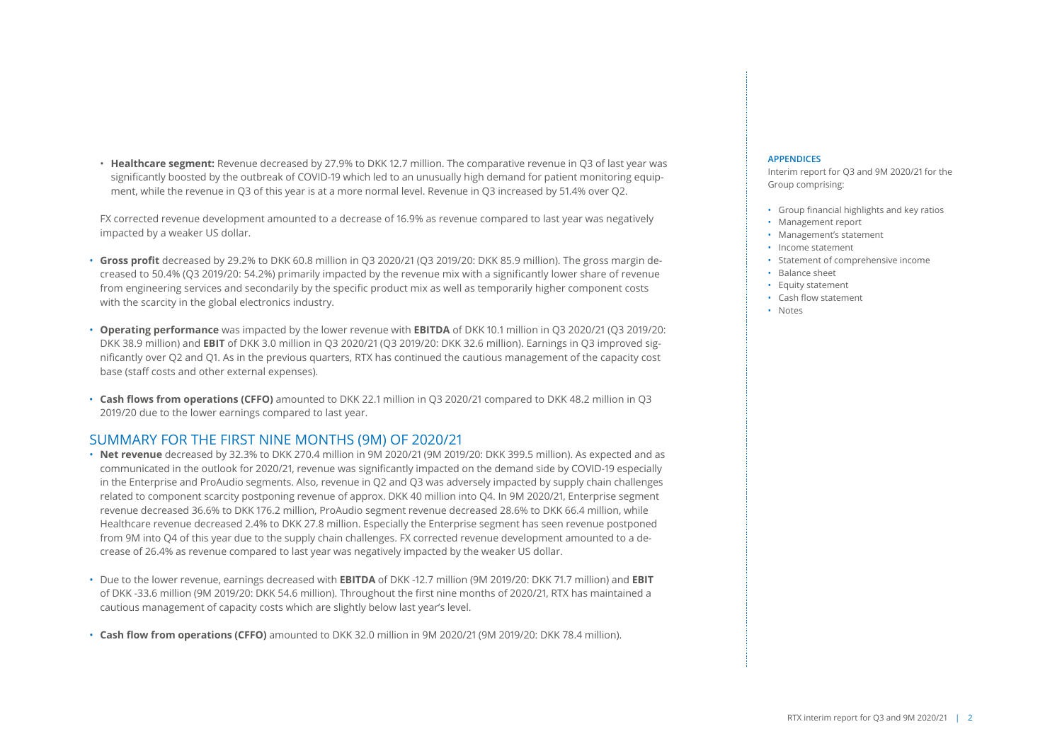- **Healthcare segment:** Revenue decreased by 27.9% to DKK 12.7 million. The comparative revenue in Q3 of last year was significantly boosted by the outbreak of COVID-19 which led to an unusually high demand for patient monitoring equipment, while the revenue in Q3 of this year is at a more normal level. Revenue in Q3 increased by 51.4% over Q2.

FX corrected revenue development amounted to a decrease of 16.9% as revenue compared to last year was negatively impacted by a weaker US dollar.

- **Gross profit** decreased by 29.2% to DKK 60.8 million in Q3 2020/21 (Q3 2019/20: DKK 85.9 million). The gross margin decreased to 50.4% (Q3 2019/20: 54.2%) primarily impacted by the revenue mix with a significantly lower share of revenue from engineering services and secondarily by the specific product mix as well as temporarily higher component costs with the scarcity in the global electronics industry.

- **Operating performance** was impacted by the lower revenue with **EBITDA** of DKK 10.1 million in Q3 2020/21 (Q3 2019/20: DKK 38.9 million) and **EBIT** of DKK 3.0 million in Q3 2020/21 (Q3 2019/20: DKK 32.6 million). Earnings in Q3 improved significantly over Q2 and Q1. As in the previous quarters, RTX has continued the cautious management of the capacity cost base (staff costs and other external expenses).

- **Cash flows from operations (CFFO)** amounted to DKK 22.1 million in Q3 2020/21 compared to DKK 48.2 million in Q3 2019/20 due to the lower earnings compared to last year.

## SUMMARY FOR THE FIRST NINE MONTHS (9M) OF 2020/21

- **Net revenue** decreased by 32.3% to DKK 270.4 million in 9M 2020/21 (9M 2019/20: DKK 399.5 million). As expected and as communicated in the outlook for 2020/21, revenue was significantly impacted on the demand side by COVID-19 especially in the Enterprise and ProAudio segments. Also, revenue in Q2 and Q3 was adversely impacted by supply chain challenges related to component scarcity postponing revenue of approx. DKK 40 million into Q4. In 9M 2020/21, Enterprise segment revenue decreased 36.6% to DKK 176.2 million, ProAudio segment revenue decreased 28.6% to DKK 66.4 million, while Healthcare revenue decreased 2.4% to DKK 27.8 million. Especially the Enterprise segment has seen revenue postponed from 9M into Q4 of this year due to the supply chain challenges. FX corrected revenue development amounted to a decrease of 26.4% as revenue compared to last year was negatively impacted by the weaker US dollar.

- Due to the lower revenue, earnings decreased with **EBITDA** of DKK -12.7 million (9M 2019/20: DKK 71.7 million) and **EBIT** of DKK -33.6 million (9M 2019/20: DKK 54.6 million). Throughout the first nine months of 2020/21, RTX has maintained a cautious management of capacity costs which are slightly below last year's level.

- **Cash flow from operations (CFFO)** amounted to DKK 32.0 million in 9M 2020/21 (9M 2019/20: DKK 78.4 million).

**APPENDICES**

Interim report for Q3 and 9M 2020/21 for the Group comprising:

- Group financial highlights and key ratios
- Management report
- Management's statement
- Income statement
- Statement of comprehensive income
- Balance sheet
- Equity statement
- Cash flow statement
- Notes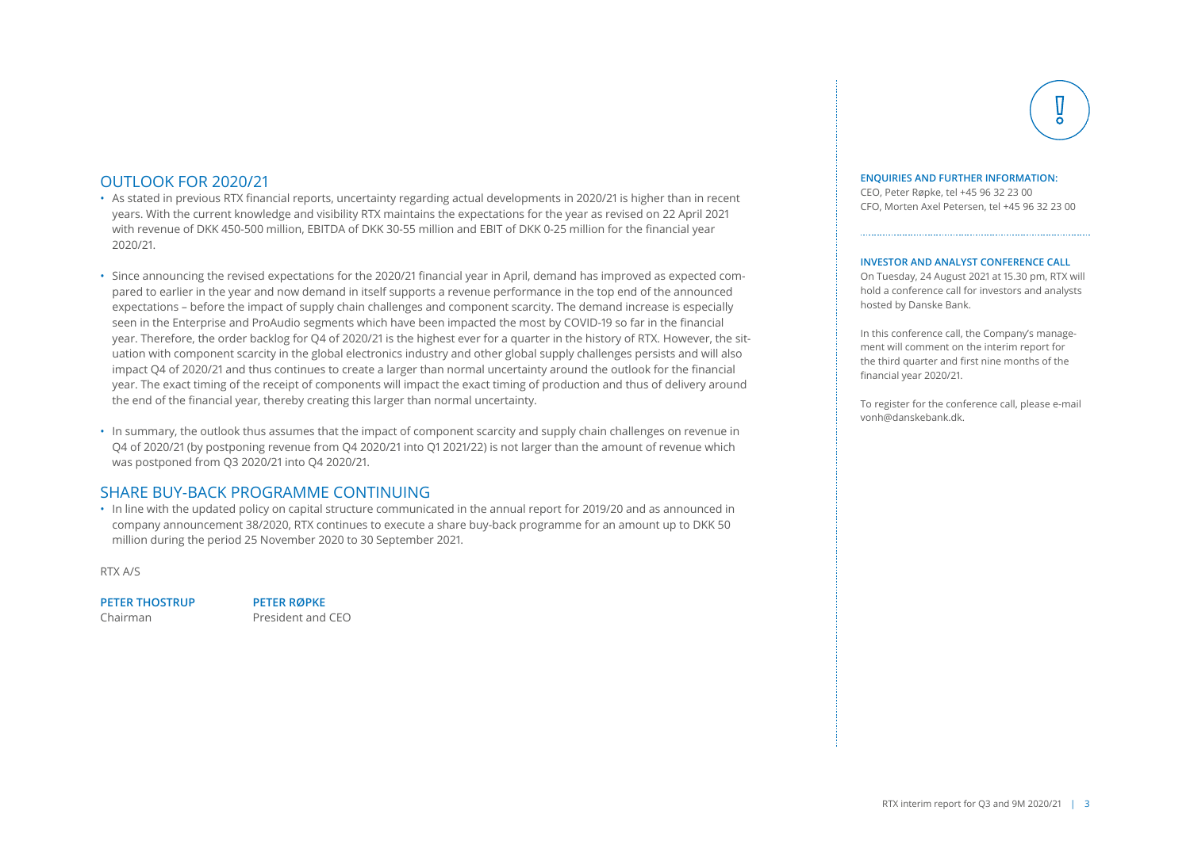## OUTLOOK FOR 2020/21

- As stated in previous RTX financial reports, uncertainty regarding actual developments in 2020/21 is higher than in recent years. With the current knowledge and visibility RTX maintains the expectations for the year as revised on 22 April 2021 with revenue of DKK 450-500 million, EBITDA of DKK 30-55 million and EBIT of DKK 0-25 million for the financial year 2020/21.
- Since announcing the revised expectations for the 2020/21 financial year in April, demand has improved as expected compared to earlier in the year and now demand in itself supports a revenue performance in the top end of the announced expectations – before the impact of supply chain challenges and component scarcity. The demand increase is especially seen in the Enterprise and ProAudio segments which have been impacted the most by COVID-19 so far in the financial year. Therefore, the order backlog for Q4 of 2020/21 is the highest ever for a quarter in the history of RTX. However, the situation with component scarcity in the global electronics industry and other global supply challenges persists and will also impact Q4 of 2020/21 and thus continues to create a larger than normal uncertainty around the outlook for the financial year. The exact timing of the receipt of components will impact the exact timing of production and thus of delivery around the end of the financial year, thereby creating this larger than normal uncertainty.
- In summary, the outlook thus assumes that the impact of component scarcity and supply chain challenges on revenue in Q4 of 2020/21 (by postponing revenue from Q4 2020/21 into Q1 2021/22) is not larger than the amount of revenue which was postponed from Q3 2020/21 into Q4 2020/21.

## SHARE BUY-BACK PROGRAMME CONTINUING

- In line with the updated policy on capital structure communicated in the annual report for 2019/20 and as announced in company announcement 38/2020, RTX continues to execute a share buy-back programme for an amount up to DKK 50 million during the period 25 November 2020 to 30 September 2021.

RTX A/S

**PETER THOSTRUP**
Chairman

**PETER RØPKE**
President and CEO

**ENQUIRIES AND FURTHER INFORMATION:**

CEO, Peter Røpke, tel +45 96 32 23 00
CFO, Morten Axel Petersen, tel +45 96 32 23 00

**INVESTOR AND ANALYST CONFERENCE CALL**

On Tuesday, 24 August 2021 at 15.30 pm, RTX will hold a conference call for investors and analysts hosted by Danske Bank.

In this conference call, the Company's management will comment on the interim report for the third quarter and first nine months of the financial year 2020/21.

To register for the conference call, please e-mail vonh@danskebank.dk.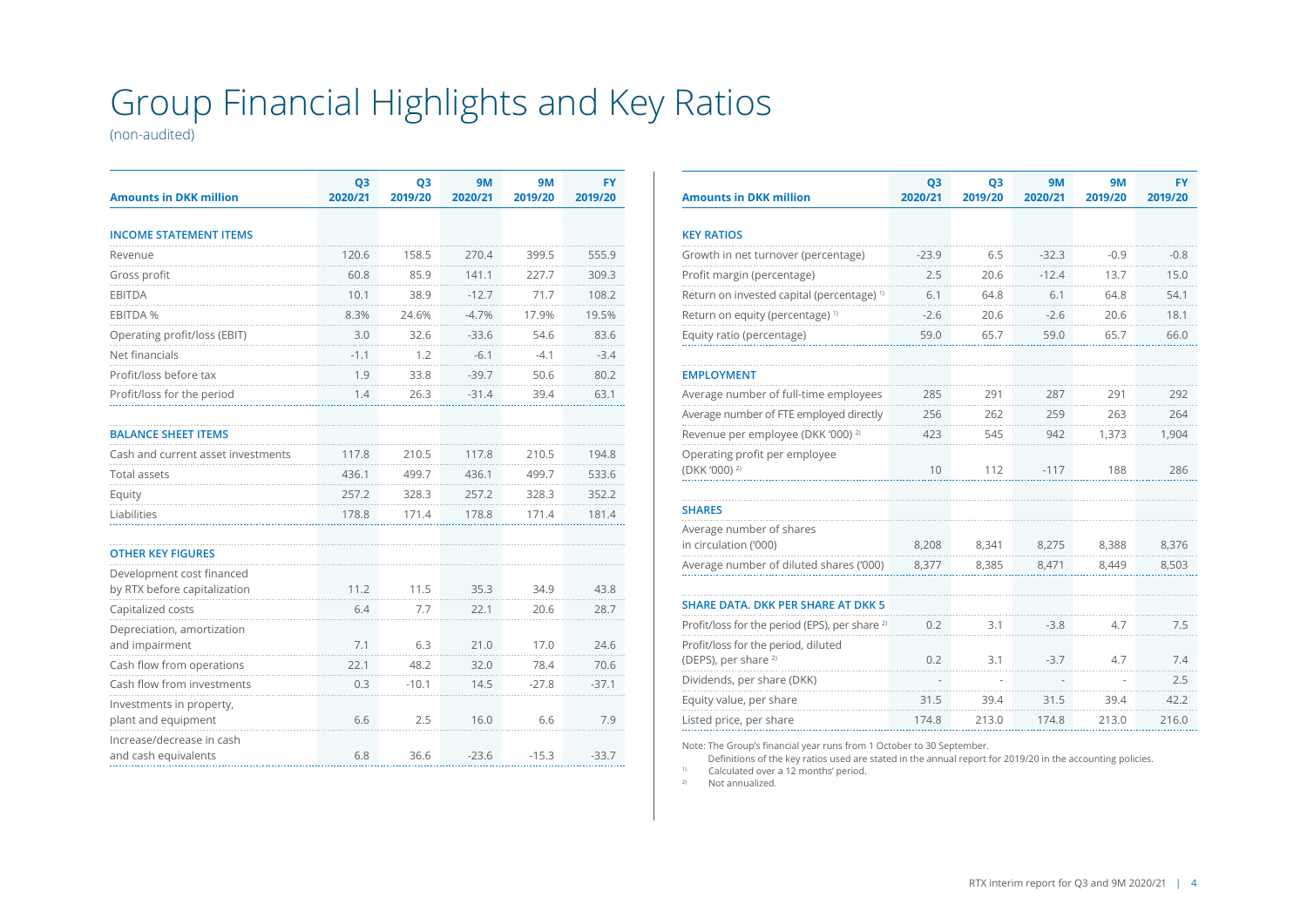# Group Financial Highlights and Key Ratios

(non-audited)

| Amounts in DKK million | Q3 2020/21 | Q3 2019/20 | 9M 2020/21 | 9M 2019/20 | FY 2019/20 |
|---|---|---|---|---|---|
| **INCOME STATEMENT ITEMS** | | | | | |
| Revenue | 120.6 | 158.5 | 270.4 | 399.5 | 555.9 |
| Gross profit | 60.8 | 85.9 | 141.1 | 227.7 | 309.3 |
| EBITDA | 10.1 | 38.9 | -12.7 | 71.7 | 108.2 |
| EBITDA % | 8.3% | 24.6% | -4.7% | 17.9% | 19.5% |
| Operating profit/loss (EBIT) | 3.0 | 32.6 | -33.6 | 54.6 | 83.6 |
| Net financials | -1.1 | 1.2 | -6.1 | -4.1 | -3.4 |
| Profit/loss before tax | 1.9 | 33.8 | -39.7 | 50.6 | 80.2 |
| Profit/loss for the period | 1.4 | 26.3 | -31.4 | 39.4 | 63.1 |
| **BALANCE SHEET ITEMS** | | | | | |
| Cash and current asset investments | 117.8 | 210.5 | 117.8 | 210.5 | 194.8 |
| Total assets | 436.1 | 499.7 | 436.1 | 499.7 | 533.6 |
| Equity | 257.2 | 328.3 | 257.2 | 328.3 | 352.2 |
| Liabilities | 178.8 | 171.4 | 178.8 | 171.4 | 181.4 |
| **OTHER KEY FIGURES** | | | | | |
| Development cost financed by RTX before capitalization | 11.2 | 11.5 | 35.3 | 34.9 | 43.8 |
| Capitalized costs | 6.4 | 7.7 | 22.1 | 20.6 | 28.7 |
| Depreciation, amortization and impairment | 7.1 | 6.3 | 21.0 | 17.0 | 24.6 |
| Cash flow from operations | 22.1 | 48.2 | 32.0 | 78.4 | 70.6 |
| Cash flow from investments | 0.3 | -10.1 | 14.5 | -27.8 | -37.1 |
| Investments in property, plant and equipment | 6.6 | 2.5 | 16.0 | 6.6 | 7.9 |
| Increase/decrease in cash and cash equivalents | 6.8 | 36.6 | -23.6 | -15.3 | -33.7 |

| Amounts in DKK million | Q3 2020/21 | Q3 2019/20 | 9M 2020/21 | 9M 2019/20 | FY 2019/20 |
|---|---|---|---|---|---|
| **KEY RATIOS** | | | | | |
| Growth in net turnover (percentage) | -23.9 | 6.5 | -32.3 | -0.9 | -0.8 |
| Profit margin (percentage) | 2.5 | 20.6 | -12.4 | 13.7 | 15.0 |
| Return on invested capital (percentage) [1] | 6.1 | 64.8 | 6.1 | 64.8 | 54.1 |
| Return on equity (percentage) [1] | -2.6 | 20.6 | -2.6 | 20.6 | 18.1 |
| Equity ratio (percentage) | 59.0 | 65.7 | 59.0 | 65.7 | 66.0 |
| **EMPLOYMENT** | | | | | |
| Average number of full-time employees | 285 | 291 | 287 | 291 | 292 |
| Average number of FTE employed directly | 256 | 262 | 259 | 263 | 264 |
| Revenue per employee (DKK '000) [2] | 423 | 545 | 942 | 1,373 | 1,904 |
| Operating profit per employee (DKK '000) [2] | 10 | 112 | -117 | 188 | 286 |
| **SHARES** | | | | | |
| Average number of shares in circulation ('000) | 8,208 | 8,341 | 8,275 | 8,388 | 8,376 |
| Average number of diluted shares ('000) | 8,377 | 8,385 | 8,471 | 8,449 | 8,503 |
| **SHARE DATA. DKK PER SHARE AT DKK 5** | | | | | |
| Profit/loss for the period (EPS), per share [2] | 0.2 | 3.1 | -3.8 | 4.7 | 7.5 |
| Profit/loss for the period, diluted (DEPS), per share [2] | 0.2 | 3.1 | -3.7 | 4.7 | 7.4 |
| Dividends, per share (DKK) | - | - | - | - | 2.5 |
| Equity value, per share | 31.5 | 39.4 | 31.5 | 39.4 | 42.2 |
| Listed price, per share | 174.8 | 213.0 | 174.8 | 213.0 | 216.0 |

Note: The Group's financial year runs from 1 October to 30 September.
Definitions of the key ratios used are stated in the annual report for 2019/20 in the accounting policies.

[1] Calculated over a 12 months' period.

[2] Not annualized.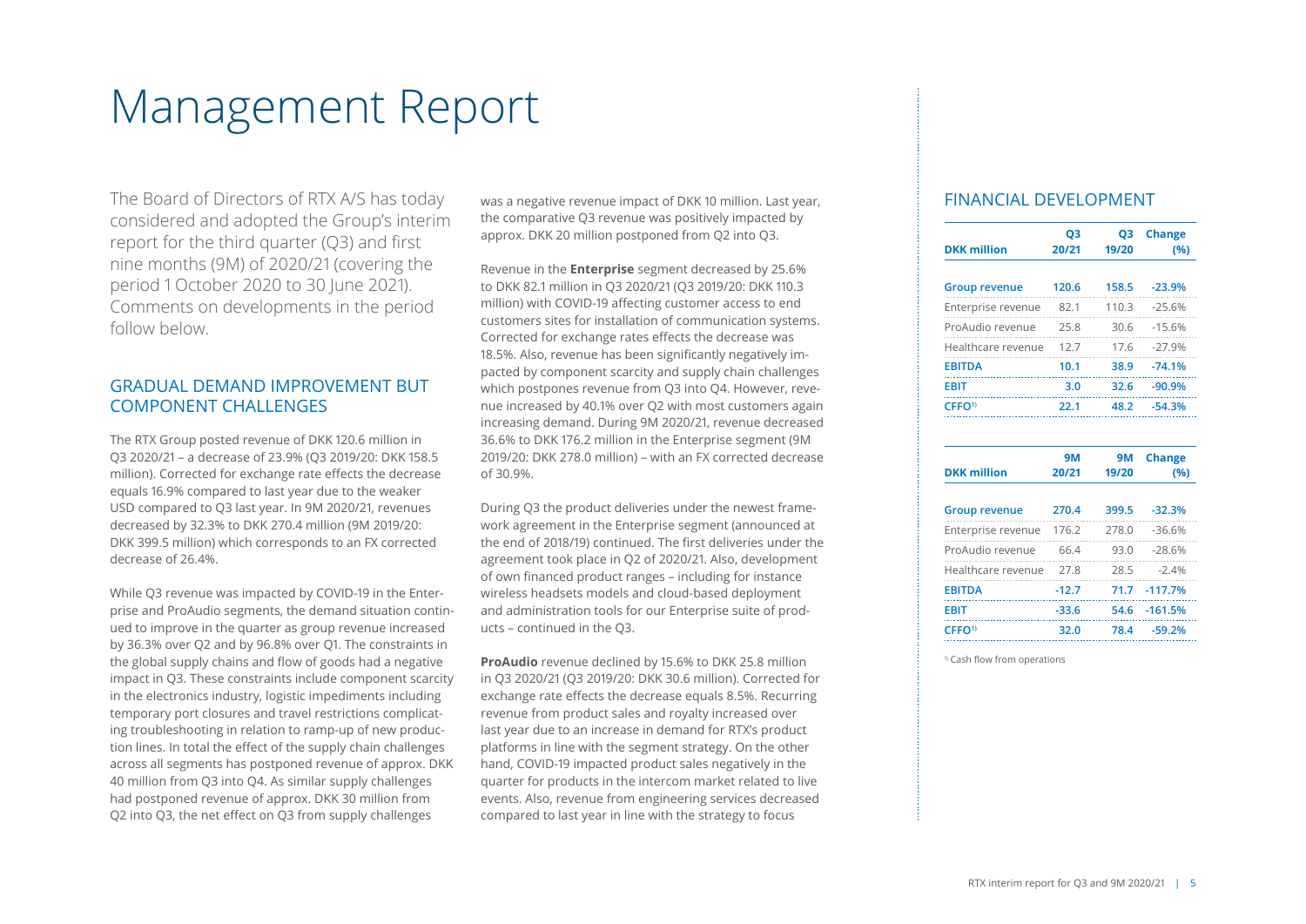# Management Report

The Board of Directors of RTX A/S has today considered and adopted the Group's interim report for the third quarter (Q3) and first nine months (9M) of 2020/21 (covering the period 1 October 2020 to 30 June 2021). Comments on developments in the period follow below.

## GRADUAL DEMAND IMPROVEMENT BUT COMPONENT CHALLENGES

The RTX Group posted revenue of DKK 120.6 million in Q3 2020/21 – a decrease of 23.9% (Q3 2019/20: DKK 158.5 million). Corrected for exchange rate effects the decrease equals 16.9% compared to last year due to the weaker USD compared to Q3 last year. In 9M 2020/21, revenues decreased by 32.3% to DKK 270.4 million (9M 2019/20: DKK 399.5 million) which corresponds to an FX corrected decrease of 26.4%.

While Q3 revenue was impacted by COVID-19 in the Enterprise and ProAudio segments, the demand situation continued to improve in the quarter as group revenue increased by 36.3% over Q2 and by 96.8% over Q1. The constraints in the global supply chains and flow of goods had a negative impact in Q3. These constraints include component scarcity in the electronics industry, logistic impediments including temporary port closures and travel restrictions complicating troubleshooting in relation to ramp-up of new production lines. In total the effect of the supply chain challenges across all segments has postponed revenue of approx. DKK 40 million from Q3 into Q4. As similar supply challenges had postponed revenue of approx. DKK 30 million from Q2 into Q3, the net effect on Q3 from supply challenges was a negative revenue impact of DKK 10 million. Last year, the comparative Q3 revenue was positively impacted by approx. DKK 20 million postponed from Q2 into Q3.

Revenue in the **Enterprise** segment decreased by 25.6% to DKK 82.1 million in Q3 2020/21 (Q3 2019/20: DKK 110.3 million) with COVID-19 affecting customer access to end customers sites for installation of communication systems. Corrected for exchange rates effects the decrease was 18.5%. Also, revenue has been significantly negatively impacted by component scarcity and supply chain challenges which postpones revenue from Q3 into Q4. However, revenue increased by 40.1% over Q2 with most customers again increasing demand. During 9M 2020/21, revenue decreased 36.6% to DKK 176.2 million in the Enterprise segment (9M 2019/20: DKK 278.0 million) – with an FX corrected decrease of 30.9%.

During Q3 the product deliveries under the newest framework agreement in the Enterprise segment (announced at the end of 2018/19) continued. The first deliveries under the agreement took place in Q2 of 2020/21. Also, development of own financed product ranges – including for instance wireless headsets models and cloud-based deployment and administration tools for our Enterprise suite of products – continued in the Q3.

**ProAudio** revenue declined by 15.6% to DKK 25.8 million in Q3 2020/21 (Q3 2019/20: DKK 30.6 million). Corrected for exchange rate effects the decrease equals 8.5%. Recurring revenue from product sales and royalty increased over last year due to an increase in demand for RTX's product platforms in line with the segment strategy. On the other hand, COVID-19 impacted product sales negatively in the quarter for products in the intercom market related to live events. Also, revenue from engineering services decreased compared to last year in line with the strategy to focus

## FINANCIAL DEVELOPMENT

| DKK million | Q3 20/21 | Q3 19/20 | Change (%) |
|---|---|---|---|
| **Group revenue** | **120.6** | **158.5** | **-23.9%** |
| Enterprise revenue | 82.1 | 110.3 | -25.6% |
| ProAudio revenue | 25.8 | 30.6 | -15.6% |
| Healthcare revenue | 12.7 | 17.6 | -27.9% |
| **EBITDA** | **10.1** | **38.9** | **-74.1%** |
| **EBIT** | **3.0** | **32.6** | **-90.9%** |
| **CFFO[1]** | **22.1** | **48.2** | **-54.3%** |

| DKK million | 9M 20/21 | 9M 19/20 | Change (%) |
|---|---|---|---|
| **Group revenue** | **270.4** | **399.5** | **-32.3%** |
| Enterprise revenue | 176.2 | 278.0 | -36.6% |
| ProAudio revenue | 66.4 | 93.0 | -28.6% |
| Healthcare revenue | 27.8 | 28.5 | -2.4% |
| **EBITDA** | **-12.7** | **71.7** | **-117.7%** |
| **EBIT** | **-33.6** | **54.6** | **-161.5%** |
| **CFFO[1]** | **32.0** | **78.4** | **-59.2%** |

[1] Cash flow from operations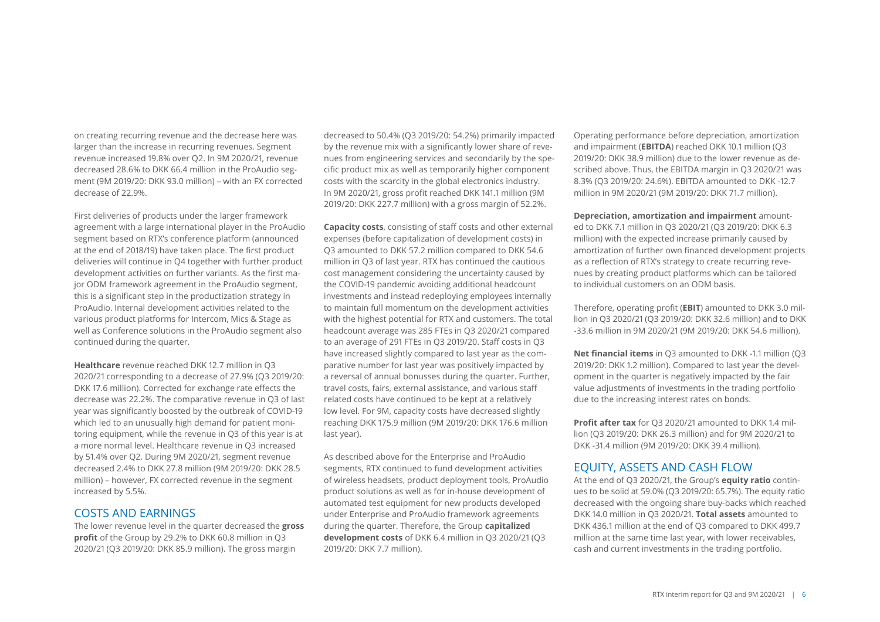on creating recurring revenue and the decrease here was larger than the increase in recurring revenues. Segment revenue increased 19.8% over Q2. In 9M 2020/21, revenue decreased 28.6% to DKK 66.4 million in the ProAudio segment (9M 2019/20: DKK 93.0 million) – with an FX corrected decrease of 22.9%.

First deliveries of products under the larger framework agreement with a large international player in the ProAudio segment based on RTX's conference platform (announced at the end of 2018/19) have taken place. The first product deliveries will continue in Q4 together with further product development activities on further variants. As the first major ODM framework agreement in the ProAudio segment, this is a significant step in the productization strategy in ProAudio. Internal development activities related to the various product platforms for Intercom, Mics & Stage as well as Conference solutions in the ProAudio segment also continued during the quarter.

**Healthcare** revenue reached DKK 12.7 million in Q3 2020/21 corresponding to a decrease of 27.9% (Q3 2019/20: DKK 17.6 million). Corrected for exchange rate effects the decrease was 22.2%. The comparative revenue in Q3 of last year was significantly boosted by the outbreak of COVID-19 which led to an unusually high demand for patient monitoring equipment, while the revenue in Q3 of this year is at a more normal level. Healthcare revenue in Q3 increased by 51.4% over Q2. During 9M 2020/21, segment revenue decreased 2.4% to DKK 27.8 million (9M 2019/20: DKK 28.5 million) – however, FX corrected revenue in the segment increased by 5.5%.

## COSTS AND EARNINGS

The lower revenue level in the quarter decreased the **gross profit** of the Group by 29.2% to DKK 60.8 million in Q3 2020/21 (Q3 2019/20: DKK 85.9 million). The gross margin decreased to 50.4% (Q3 2019/20: 54.2%) primarily impacted by the revenue mix with a significantly lower share of revenues from engineering services and secondarily by the specific product mix as well as temporarily higher component costs with the scarcity in the global electronics industry. In 9M 2020/21, gross profit reached DKK 141.1 million (9M 2019/20: DKK 227.7 million) with a gross margin of 52.2%.

**Capacity costs**, consisting of staff costs and other external expenses (before capitalization of development costs) in Q3 amounted to DKK 57.2 million compared to DKK 54.6 million in Q3 of last year. RTX has continued the cautious cost management considering the uncertainty caused by the COVID-19 pandemic avoiding additional headcount investments and instead redeploying employees internally to maintain full momentum on the development activities with the highest potential for RTX and customers. The total headcount average was 285 FTEs in Q3 2020/21 compared to an average of 291 FTEs in Q3 2019/20. Staff costs in Q3 have increased slightly compared to last year as the comparative number for last year was positively impacted by a reversal of annual bonusses during the quarter. Further, travel costs, fairs, external assistance, and various staff related costs have continued to be kept at a relatively low level. For 9M, capacity costs have decreased slightly reaching DKK 175.9 million (9M 2019/20: DKK 176.6 million last year).

As described above for the Enterprise and ProAudio segments, RTX continued to fund development activities of wireless headsets, product deployment tools, ProAudio product solutions as well as for in-house development of automated test equipment for new products developed under Enterprise and ProAudio framework agreements during the quarter. Therefore, the Group **capitalized development costs** of DKK 6.4 million in Q3 2020/21 (Q3 2019/20: DKK 7.7 million).

Operating performance before depreciation, amortization and impairment (**EBITDA**) reached DKK 10.1 million (Q3 2019/20: DKK 38.9 million) due to the lower revenue as described above. Thus, the EBITDA margin in Q3 2020/21 was 8.3% (Q3 2019/20: 24.6%). EBITDA amounted to DKK -12.7 million in 9M 2020/21 (9M 2019/20: DKK 71.7 million).

**Depreciation, amortization and impairment** amounted to DKK 7.1 million in Q3 2020/21 (Q3 2019/20: DKK 6.3 million) with the expected increase primarily caused by amortization of further own financed development projects as a reflection of RTX's strategy to create recurring revenues by creating product platforms which can be tailored to individual customers on an ODM basis.

Therefore, operating profit (**EBIT**) amounted to DKK 3.0 million in Q3 2020/21 (Q3 2019/20: DKK 32.6 million) and to DKK -33.6 million in 9M 2020/21 (9M 2019/20: DKK 54.6 million).

**Net financial items** in Q3 amounted to DKK -1.1 million (Q3 2019/20: DKK 1.2 million). Compared to last year the development in the quarter is negatively impacted by the fair value adjustments of investments in the trading portfolio due to the increasing interest rates on bonds.

**Profit after tax** for Q3 2020/21 amounted to DKK 1.4 million (Q3 2019/20: DKK 26.3 million) and for 9M 2020/21 to DKK -31.4 million (9M 2019/20: DKK 39.4 million).

## EQUITY, ASSETS AND CASH FLOW

At the end of Q3 2020/21, the Group's **equity ratio** continues to be solid at 59.0% (Q3 2019/20: 65.7%). The equity ratio decreased with the ongoing share buy-backs which reached DKK 14.0 million in Q3 2020/21. **Total assets** amounted to DKK 436.1 million at the end of Q3 compared to DKK 499.7 million at the same time last year, with lower receivables, cash and current investments in the trading portfolio.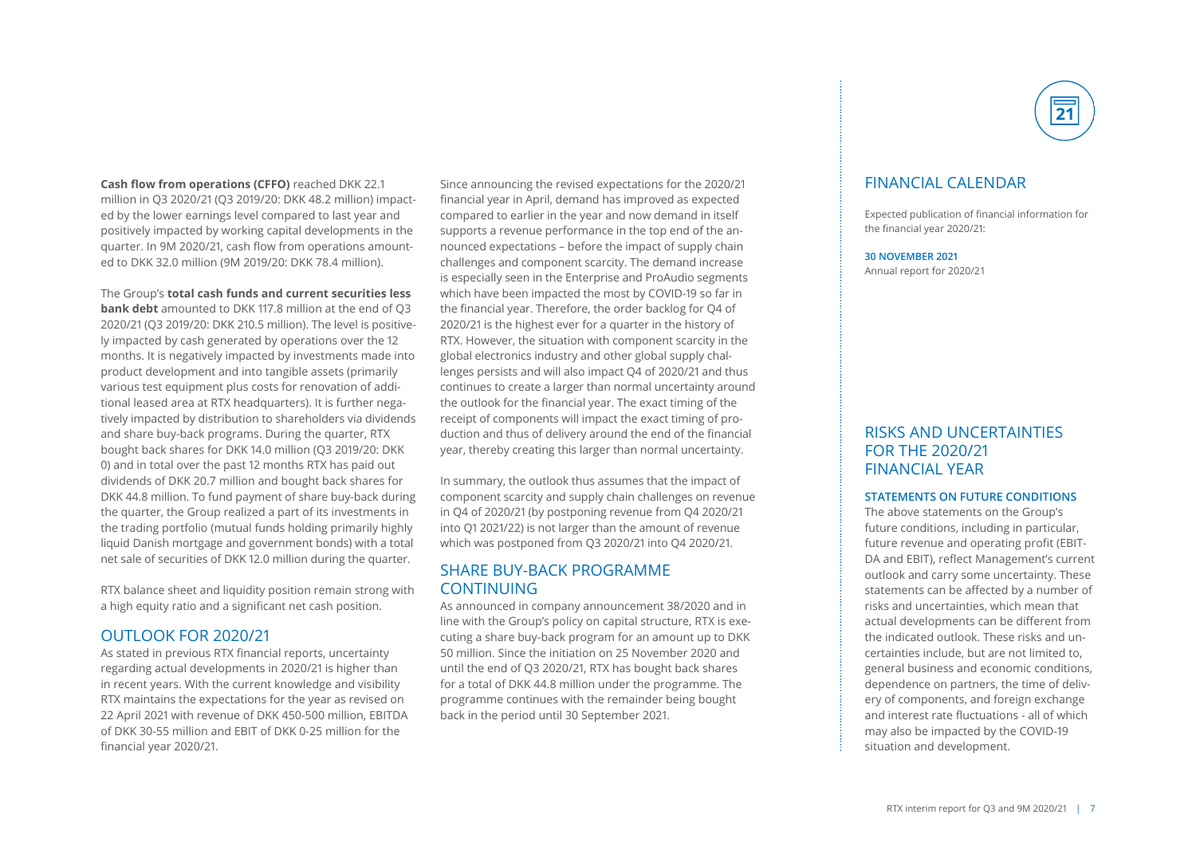**Cash flow from operations (CFFO)** reached DKK 22.1 million in Q3 2020/21 (Q3 2019/20: DKK 48.2 million) impacted by the lower earnings level compared to last year and positively impacted by working capital developments in the quarter. In 9M 2020/21, cash flow from operations amounted to DKK 32.0 million (9M 2019/20: DKK 78.4 million).

The Group's **total cash funds and current securities less bank debt** amounted to DKK 117.8 million at the end of Q3 2020/21 (Q3 2019/20: DKK 210.5 million). The level is positively impacted by cash generated by operations over the 12 months. It is negatively impacted by investments made into product development and into tangible assets (primarily various test equipment plus costs for renovation of additional leased area at RTX headquarters). It is further negatively impacted by distribution to shareholders via dividends and share buy-back programs. During the quarter, RTX bought back shares for DKK 14.0 million (Q3 2019/20: DKK 0) and in total over the past 12 months RTX has paid out dividends of DKK 20.7 million and bought back shares for DKK 44.8 million. To fund payment of share buy-back during the quarter, the Group realized a part of its investments in the trading portfolio (mutual funds holding primarily highly liquid Danish mortgage and government bonds) with a total net sale of securities of DKK 12.0 million during the quarter.

RTX balance sheet and liquidity position remain strong with a high equity ratio and a significant net cash position.

## OUTLOOK FOR 2020/21

As stated in previous RTX financial reports, uncertainty regarding actual developments in 2020/21 is higher than in recent years. With the current knowledge and visibility RTX maintains the expectations for the year as revised on 22 April 2021 with revenue of DKK 450-500 million, EBITDA of DKK 30-55 million and EBIT of DKK 0-25 million for the financial year 2020/21.

Since announcing the revised expectations for the 2020/21 financial year in April, demand has improved as expected compared to earlier in the year and now demand in itself supports a revenue performance in the top end of the announced expectations – before the impact of supply chain challenges and component scarcity. The demand increase is especially seen in the Enterprise and ProAudio segments which have been impacted the most by COVID-19 so far in the financial year. Therefore, the order backlog for Q4 of 2020/21 is the highest ever for a quarter in the history of RTX. However, the situation with component scarcity in the global electronics industry and other global supply challenges persists and will also impact Q4 of 2020/21 and thus continues to create a larger than normal uncertainty around the outlook for the financial year. The exact timing of the receipt of components will impact the exact timing of production and thus of delivery around the end of the financial year, thereby creating this larger than normal uncertainty.

In summary, the outlook thus assumes that the impact of component scarcity and supply chain challenges on revenue in Q4 of 2020/21 (by postponing revenue from Q4 2020/21 into Q1 2021/22) is not larger than the amount of revenue which was postponed from Q3 2020/21 into Q4 2020/21.

## SHARE BUY-BACK PROGRAMME CONTINUING

As announced in company announcement 38/2020 and in line with the Group's policy on capital structure, RTX is executing a share buy-back program for an amount up to DKK 50 million. Since the initiation on 25 November 2020 and until the end of Q3 2020/21, RTX has bought back shares for a total of DKK 44.8 million under the programme. The programme continues with the remainder being bought back in the period until 30 September 2021.

## FINANCIAL CALENDAR

Expected publication of financial information for the financial year 2020/21:

**30 NOVEMBER 2021**
Annual report for 2020/21

## RISKS AND UNCERTAINTIES FOR THE 2020/21 FINANCIAL YEAR

### STATEMENTS ON FUTURE CONDITIONS

The above statements on the Group's future conditions, including in particular, future revenue and operating profit (EBITDA and EBIT), reflect Management's current outlook and carry some uncertainty. These statements can be affected by a number of risks and uncertainties, which mean that actual developments can be different from the indicated outlook. These risks and uncertainties include, but are not limited to, general business and economic conditions, dependence on partners, the time of delivery of components, and foreign exchange and interest rate fluctuations - all of which may also be impacted by the COVID-19 situation and development.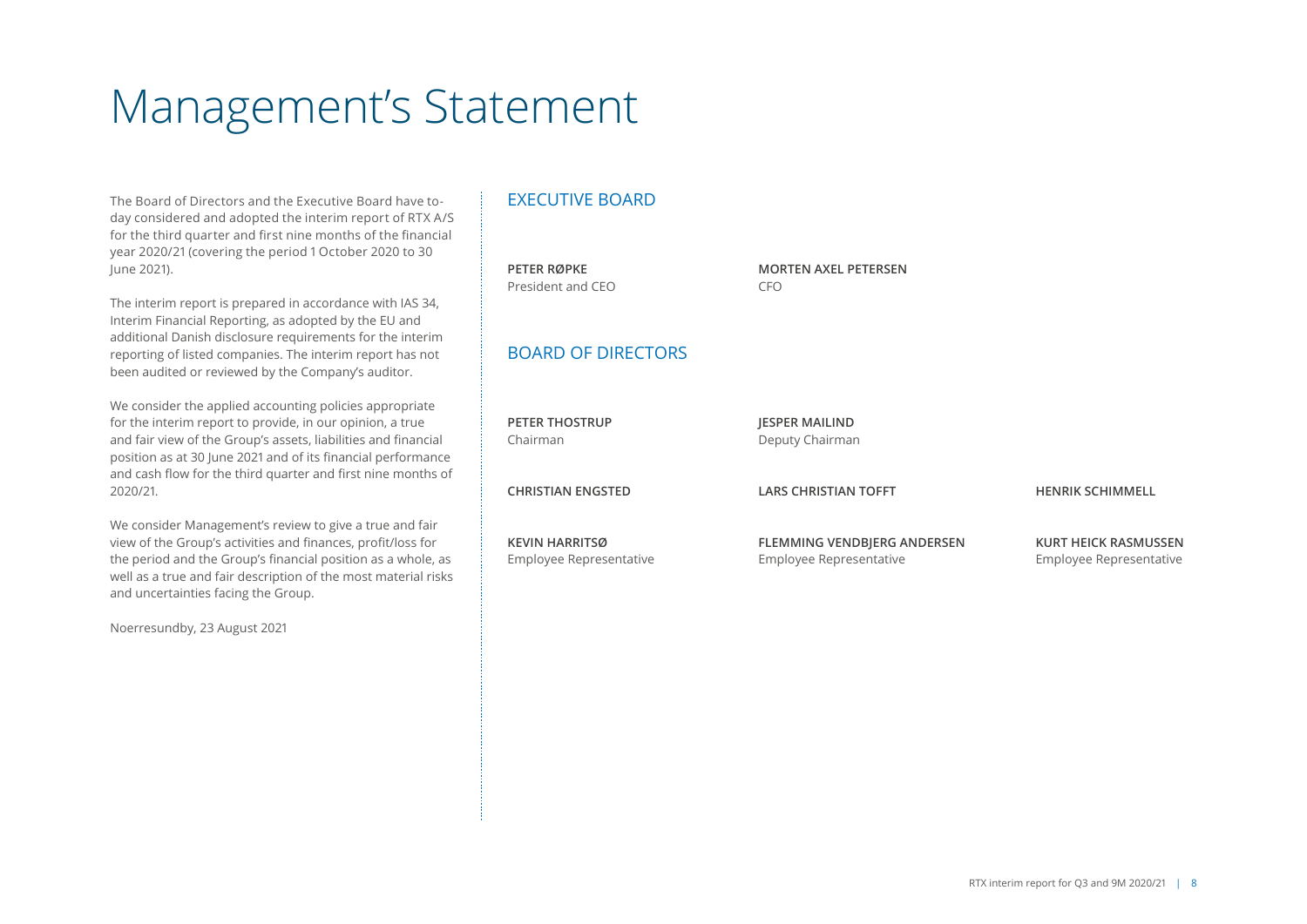# Management's Statement

The Board of Directors and the Executive Board have today considered and adopted the interim report of RTX A/S for the third quarter and first nine months of the financial year 2020/21 (covering the period 1 October 2020 to 30 June 2021).

The interim report is prepared in accordance with IAS 34, Interim Financial Reporting, as adopted by the EU and additional Danish disclosure requirements for the interim reporting of listed companies. The interim report has not been audited or reviewed by the Company's auditor.

We consider the applied accounting policies appropriate for the interim report to provide, in our opinion, a true and fair view of the Group's assets, liabilities and financial position as at 30 June 2021 and of its financial performance and cash flow for the third quarter and first nine months of 2020/21.

We consider Management's review to give a true and fair view of the Group's activities and finances, profit/loss for the period and the Group's financial position as a whole, as well as a true and fair description of the most material risks and uncertainties facing the Group.

Noerresundby, 23 August 2021

## EXECUTIVE BOARD

**PETER RØPKE**
President and CEO

**MORTEN AXEL PETERSEN**
CFO

## BOARD OF DIRECTORS

**PETER THOSTRUP**
Chairman

**JESPER MAILIND**
Deputy Chairman

**CHRISTIAN ENGSTED**

**LARS CHRISTIAN TOFFT**

**HENRIK SCHIMMELL**

**KEVIN HARRITSØ**
Employee Representative

**FLEMMING VENDBJERG ANDERSEN**
Employee Representative

**KURT HEICK RASMUSSEN**
Employee Representative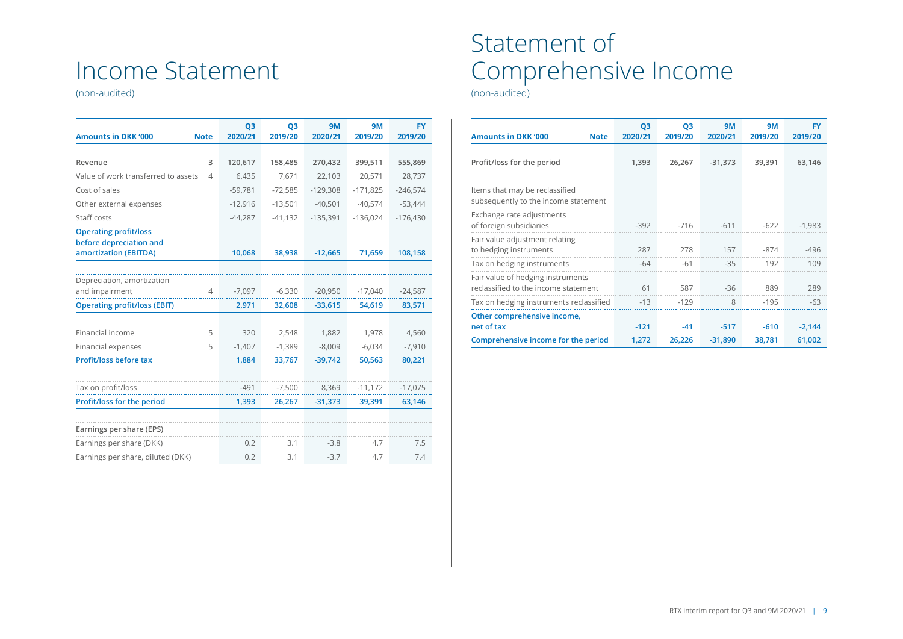# Income Statement

(non-audited)

| Amounts in DKK '000 | Note | Q3 2020/21 | Q3 2019/20 | 9M 2020/21 | 9M 2019/20 | FY 2019/20 |
|---|---|---|---|---|---|---|
| Revenue | 3 | 120,617 | 158,485 | 270,432 | 399,511 | 555,869 |
| Value of work transferred to assets | 4 | 6,435 | 7,671 | 22,103 | 20,571 | 28,737 |
| Cost of sales | | -59,781 | -72,585 | -129,308 | -171,825 | -246,574 |
| Other external expenses | | -12,916 | -13,501 | -40,501 | -40,574 | -53,444 |
| Staff costs | | -44,287 | -41,132 | -135,391 | -136,024 | -176,430 |
| **Operating profit/loss before depreciation and amortization (EBITDA)** | | **10,068** | **38,938** | **-12,665** | **71,659** | **108,158** |
| Depreciation, amortization and impairment | 4 | -7,097 | -6,330 | -20,950 | -17,040 | -24,587 |
| **Operating profit/loss (EBIT)** | | **2,971** | **32,608** | **-33,615** | **54,619** | **83,571** |
| Financial income | 5 | 320 | 2,548 | 1,882 | 1,978 | 4,560 |
| Financial expenses | 5 | -1,407 | -1,389 | -8,009 | -6,034 | -7,910 |
| **Profit/loss before tax** | | **1,884** | **33,767** | **-39,742** | **50,563** | **80,221** |
| Tax on profit/loss | | -491 | -7,500 | 8,369 | -11,172 | -17,075 |
| **Profit/loss for the period** | | **1,393** | **26,267** | **-31,373** | **39,391** | **63,146** |
| **Earnings per share (EPS)** | | | | | | |
| Earnings per share (DKK) | | 0.2 | 3.1 | -3.8 | 4.7 | 7.5 |
| Earnings per share, diluted (DKK) | | 0.2 | 3.1 | -3.7 | 4.7 | 7.4 |

# Statement of Comprehensive Income

(non-audited)

| Amounts in DKK '000 | Note | Q3 2020/21 | Q3 2019/20 | 9M 2020/21 | 9M 2019/20 | FY 2019/20 |
|---|---|---|---|---|---|---|
| Profit/loss for the period | | 1,393 | 26,267 | -31,373 | 39,391 | 63,146 |
| Items that may be reclassified subsequently to the income statement | | | | | | |
| Exchange rate adjustments of foreign subsidiaries | | -392 | -716 | -611 | -622 | -1,983 |
| Fair value adjustment relating to hedging instruments | | 287 | 278 | 157 | -874 | -496 |
| Tax on hedging instruments | | -64 | -61 | -35 | 192 | 109 |
| Fair value of hedging instruments reclassified to the income statement | | 61 | 587 | -36 | 889 | 289 |
| Tax on hedging instruments reclassified | | -13 | -129 | 8 | -195 | -63 |
| **Other comprehensive income, net of tax** | | **-121** | **-41** | **-517** | **-610** | **-2,144** |
| **Comprehensive income for the period** | | **1,272** | **26,226** | **-31,890** | **38,781** | **61,002** |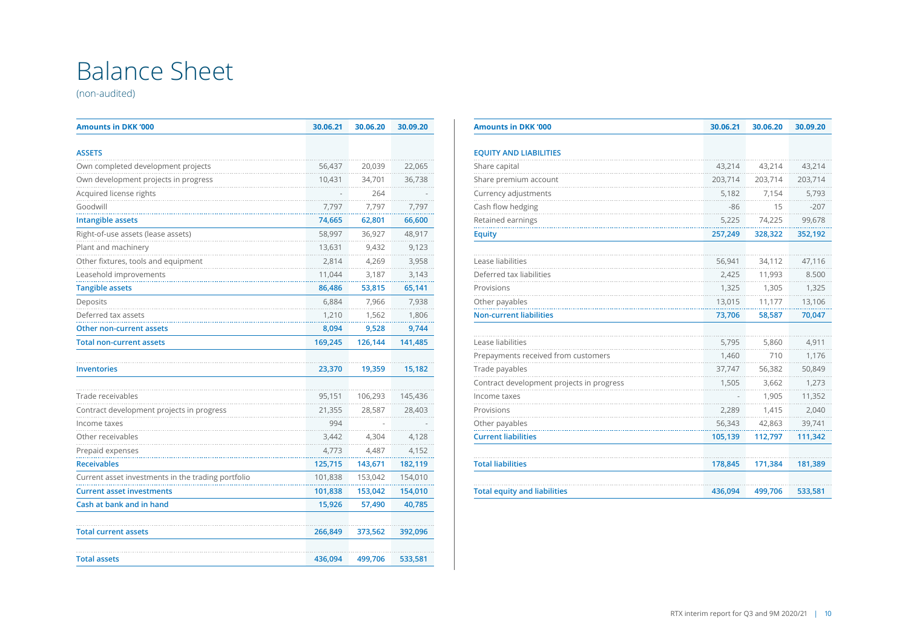# Balance Sheet

(non-audited)

| Amounts in DKK '000 | 30.06.21 | 30.06.20 | 30.09.20 |
|---|---|---|---|
| **ASSETS** | | | |
| Own completed development projects | 56,437 | 20,039 | 22,065 |
| Own development projects in progress | 10,431 | 34,701 | 36,738 |
| Acquired license rights | - | 264 | - |
| Goodwill | 7,797 | 7,797 | 7,797 |
| **Intangible assets** | **74,665** | **62,801** | **66,600** |
| Right-of-use assets (lease assets) | 58,997 | 36,927 | 48,917 |
| Plant and machinery | 13,631 | 9,432 | 9,123 |
| Other fixtures, tools and equipment | 2,814 | 4,269 | 3,958 |
| Leasehold improvements | 11,044 | 3,187 | 3,143 |
| **Tangible assets** | **86,486** | **53,815** | **65,141** |
| Deposits | 6,884 | 7,966 | 7,938 |
| Deferred tax assets | 1,210 | 1,562 | 1,806 |
| **Other non-current assets** | **8,094** | **9,528** | **9,744** |
| **Total non-current assets** | **169,245** | **126,144** | **141,485** |
| **Inventories** | **23,370** | **19,359** | **15,182** |
| Trade receivables | 95,151 | 106,293 | 145,436 |
| Contract development projects in progress | 21,355 | 28,587 | 28,403 |
| Income taxes | 994 | - | - |
| Other receivables | 3,442 | 4,304 | 4,128 |
| Prepaid expenses | 4,773 | 4,487 | 4,152 |
| **Receivables** | **125,715** | **143,671** | **182,119** |
| Current asset investments in the trading portfolio | 101,838 | 153,042 | 154,010 |
| **Current asset investments** | **101,838** | **153,042** | **154,010** |
| **Cash at bank and in hand** | **15,926** | **57,490** | **40,785** |
| **Total current assets** | **266,849** | **373,562** | **392,096** |
| **Total assets** | **436,094** | **499,706** | **533,581** |

| Amounts in DKK '000 | 30.06.21 | 30.06.20 | 30.09.20 |
|---|---|---|---|
| **EQUITY AND LIABILITIES** | | | |
| Share capital | 43,214 | 43,214 | 43,214 |
| Share premium account | 203,714 | 203,714 | 203,714 |
| Currency adjustments | 5,182 | 7,154 | 5,793 |
| Cash flow hedging | -86 | 15 | -207 |
| Retained earnings | 5,225 | 74,225 | 99,678 |
| **Equity** | **257,249** | **328,322** | **352,192** |
| Lease liabilities | 56,941 | 34,112 | 47,116 |
| Deferred tax liabilities | 2,425 | 11,993 | 8.500 |
| Provisions | 1,325 | 1,305 | 1,325 |
| Other payables | 13,015 | 11,177 | 13,106 |
| **Non-current liabilities** | **73,706** | **58,587** | **70,047** |
| Lease liabilities | 5,795 | 5,860 | 4,911 |
| Prepayments received from customers | 1,460 | 710 | 1,176 |
| Trade payables | 37,747 | 56,382 | 50,849 |
| Contract development projects in progress | 1,505 | 3,662 | 1,273 |
| Income taxes | - | 1,905 | 11,352 |
| Provisions | 2,289 | 1,415 | 2,040 |
| Other payables | 56,343 | 42,863 | 39,741 |
| **Current liabilities** | **105,139** | **112,797** | **111,342** |
| **Total liabilities** | **178,845** | **171,384** | **181,389** |
| **Total equity and liabilities** | **436,094** | **499,706** | **533,581** |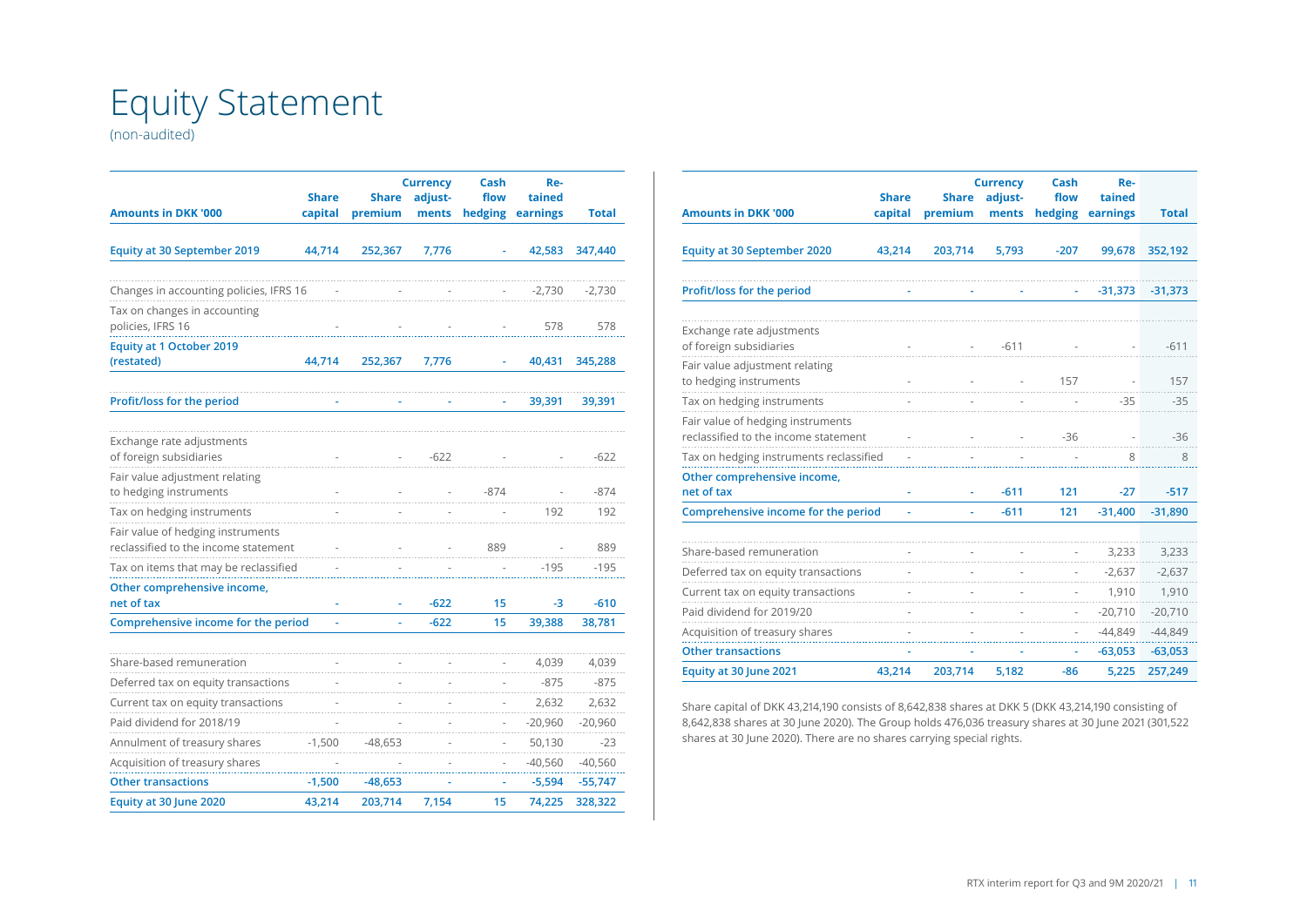# Equity Statement

(non-audited)

| Amounts in DKK '000 | Share capital | Share premium | Currency adjust-ments | Cash flow hedging | Re-tained earnings | Total |
|---|---|---|---|---|---|---|
| **Equity at 30 September 2019** | **44,714** | **252,367** | **7,776** | **-** | **42,583** | **347,440** |
| Changes in accounting policies, IFRS 16 | - | - | - | - | -2,730 | -2,730 |
| Tax on changes in accounting policies, IFRS 16 | - | - | - | - | 578 | 578 |
| **Equity at 1 October 2019 (restated)** | **44,714** | **252,367** | **7,776** | **-** | **40,431** | **345,288** |
| **Profit/loss for the period** | **-** | **-** | **-** | **-** | **39,391** | **39,391** |
| Exchange rate adjustments of foreign subsidiaries | - | - | -622 | - | - | -622 |
| Fair value adjustment relating to hedging instruments | - | - | - | -874 | - | -874 |
| Tax on hedging instruments | - | - | - | - | 192 | 192 |
| Fair value of hedging instruments reclassified to the income statement | - | - | - | 889 | - | 889 |
| Tax on items that may be reclassified | - | - | - | - | -195 | -195 |
| **Other comprehensive income, net of tax** | **-** | **-** | **-622** | **15** | **-3** | **-610** |
| **Comprehensive income for the period** | **-** | **-** | **-622** | **15** | **39,388** | **38,781** |
| Share-based remuneration | - | - | - | - | 4,039 | 4,039 |
| Deferred tax on equity transactions | - | - | - | - | -875 | -875 |
| Current tax on equity transactions | - | - | - | - | 2,632 | 2,632 |
| Paid dividend for 2018/19 | - | - | - | - | -20,960 | -20,960 |
| Annulment of treasury shares | -1,500 | -48,653 | - | - | 50,130 | -23 |
| Acquisition of treasury shares | - | - | - | - | -40,560 | -40,560 |
| **Other transactions** | **-1,500** | **-48,653** | **-** | **-** | **-5,594** | **-55,747** |
| **Equity at 30 June 2020** | **43,214** | **203,714** | **7,154** | **15** | **74,225** | **328,322** |

| Amounts in DKK '000 | Share capital | Share premium | Currency adjust-ments | Cash flow hedging | Re-tained earnings | Total |
|---|---|---|---|---|---|---|
| **Equity at 30 September 2020** | **43,214** | **203,714** | **5,793** | **-207** | **99,678** | **352,192** |
| **Profit/loss for the period** | **-** | **-** | **-** | **-** | **-31,373** | **-31,373** |
| Exchange rate adjustments of foreign subsidiaries | - | - | -611 | - | - | -611 |
| Fair value adjustment relating to hedging instruments | - | - | - | 157 | - | 157 |
| Tax on hedging instruments | - | - | - | - | -35 | -35 |
| Fair value of hedging instruments reclassified to the income statement | - | - | - | -36 | - | -36 |
| Tax on hedging instruments reclassified | - | - | - | - | 8 | 8 |
| **Other comprehensive income, net of tax** | **-** | **-** | **-611** | **121** | **-27** | **-517** |
| **Comprehensive income for the period** | **-** | **-** | **-611** | **121** | **-31,400** | **-31,890** |
| Share-based remuneration | - | - | - | - | 3,233 | 3,233 |
| Deferred tax on equity transactions | - | - | - | - | -2,637 | -2,637 |
| Current tax on equity transactions | - | - | - | - | 1,910 | 1,910 |
| Paid dividend for 2019/20 | - | - | - | - | -20,710 | -20,710 |
| Acquisition of treasury shares | - | - | - | - | -44,849 | -44,849 |
| **Other transactions** | **-** | **-** | **-** | **-** | **-63,053** | **-63,053** |
| **Equity at 30 June 2021** | **43,214** | **203,714** | **5,182** | **-86** | **5,225** | **257,249** |

Share capital of DKK 43,214,190 consists of 8,642,838 shares at DKK 5 (DKK 43,214,190 consisting of 8,642,838 shares at 30 June 2020). The Group holds 476,036 treasury shares at 30 June 2021 (301,522 shares at 30 June 2020). There are no shares carrying special rights.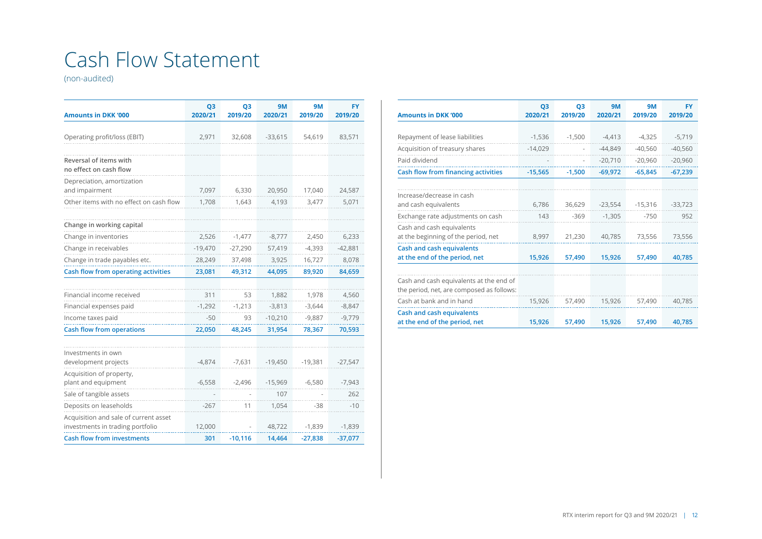# Cash Flow Statement

(non-audited)

| Amounts in DKK '000 | Q3 2020/21 | Q3 2019/20 | 9M 2020/21 | 9M 2019/20 | FY 2019/20 |
|---|---|---|---|---|---|
| Operating profit/loss (EBIT) | 2,971 | 32,608 | -33,615 | 54,619 | 83,571 |
| **Reversal of items with no effect on cash flow** | | | | | |
| Depreciation, amortization and impairment | 7,097 | 6,330 | 20,950 | 17,040 | 24,587 |
| Other items with no effect on cash flow | 1,708 | 1,643 | 4,193 | 3,477 | 5,071 |
| **Change in working capital** | | | | | |
| Change in inventories | 2,526 | -1,477 | -8,777 | 2,450 | 6,233 |
| Change in receivables | -19,470 | -27,290 | 57,419 | -4,393 | -42,881 |
| Change in trade payables etc. | 28,249 | 37,498 | 3,925 | 16,727 | 8,078 |
| **Cash flow from operating activities** | **23,081** | **49,312** | **44,095** | **89,920** | **84,659** |
| Financial income received | 311 | 53 | 1,882 | 1,978 | 4,560 |
| Financial expenses paid | -1,292 | -1,213 | -3,813 | -3,644 | -8,847 |
| Income taxes paid | -50 | 93 | -10,210 | -9,887 | -9,779 |
| **Cash flow from operations** | **22,050** | **48,245** | **31,954** | **78,367** | **70,593** |
| Investments in own development projects | -4,874 | -7,631 | -19,450 | -19,381 | -27,547 |
| Acquisition of property, plant and equipment | -6,558 | -2,496 | -15,969 | -6,580 | -7,943 |
| Sale of tangible assets | - | - | 107 | - | 262 |
| Deposits on leaseholds | -267 | 11 | 1,054 | -38 | -10 |
| Acquisition and sale of current asset investments in trading portfolio | 12,000 | - | 48,722 | -1,839 | -1,839 |
| **Cash flow from investments** | **301** | **-10,116** | **14,464** | **-27,838** | **-37,077** |

| Amounts in DKK '000 | Q3 2020/21 | Q3 2019/20 | 9M 2020/21 | 9M 2019/20 | FY 2019/20 |
|---|---|---|---|---|---|
| Repayment of lease liabilities | -1,536 | -1,500 | -4,413 | -4,325 | -5,719 |
| Acquisition of treasury shares | -14,029 | - | -44,849 | -40,560 | -40,560 |
| Paid dividend | - | - | -20,710 | -20,960 | -20,960 |
| **Cash flow from financing activities** | **-15,565** | **-1,500** | **-69,972** | **-65,845** | **-67,239** |
| Increase/decrease in cash and cash equivalents | 6,786 | 36,629 | -23,554 | -15,316 | -33,723 |
| Exchange rate adjustments on cash | 143 | -369 | -1,305 | -750 | 952 |
| Cash and cash equivalents at the beginning of the period, net | 8,997 | 21,230 | 40,785 | 73,556 | 73,556 |
| **Cash and cash equivalents at the end of the period, net** | **15,926** | **57,490** | **15,926** | **57,490** | **40,785** |
| Cash and cash equivalents at the end of the period, net, are composed as follows: | | | | | |
| Cash at bank and in hand | 15,926 | 57,490 | 15,926 | 57,490 | 40,785 |
| **Cash and cash equivalents at the end of the period, net** | **15,926** | **57,490** | **15,926** | **57,490** | **40,785** |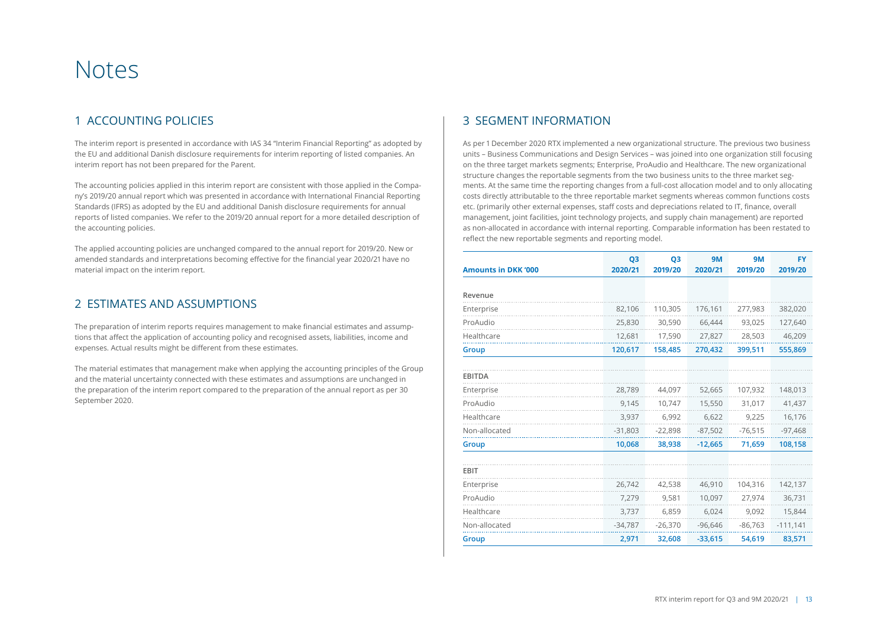# Notes

## 1 ACCOUNTING POLICIES

The interim report is presented in accordance with IAS 34 "Interim Financial Reporting" as adopted by the EU and additional Danish disclosure requirements for interim reporting of listed companies. An interim report has not been prepared for the Parent.

The accounting policies applied in this interim report are consistent with those applied in the Company's 2019/20 annual report which was presented in accordance with International Financial Reporting Standards (IFRS) as adopted by the EU and additional Danish disclosure requirements for annual reports of listed companies. We refer to the 2019/20 annual report for a more detailed description of the accounting policies.

The applied accounting policies are unchanged compared to the annual report for 2019/20. New or amended standards and interpretations becoming effective for the financial year 2020/21 have no material impact on the interim report.

## 2 ESTIMATES AND ASSUMPTIONS

The preparation of interim reports requires management to make financial estimates and assumptions that affect the application of accounting policy and recognised assets, liabilities, income and expenses. Actual results might be different from these estimates.

The material estimates that management make when applying the accounting principles of the Group and the material uncertainty connected with these estimates and assumptions are unchanged in the preparation of the interim report compared to the preparation of the annual report as per 30 September 2020.

## 3 SEGMENT INFORMATION

As per 1 December 2020 RTX implemented a new organizational structure. The previous two business units – Business Communications and Design Services – was joined into one organization still focusing on the three target markets segments; Enterprise, ProAudio and Healthcare. The new organizational structure changes the reportable segments from the two business units to the three market segments. At the same time the reporting changes from a full-cost allocation model and to only allocating costs directly attributable to the three reportable market segments whereas common functions costs etc. (primarily other external expenses, staff costs and depreciations related to IT, finance, overall management, joint facilities, joint technology projects, and supply chain management) are reported as non-allocated in accordance with internal reporting. Comparable information has been restated to reflect the new reportable segments and reporting model.

| Amounts in DKK '000 | Q3 2020/21 | Q3 2019/20 | 9M 2020/21 | 9M 2019/20 | FY 2019/20 |
|---|---|---|---|---|---|
| **Revenue** | | | | | |
| Enterprise | 82,106 | 110,305 | 176,161 | 277,983 | 382,020 |
| ProAudio | 25,830 | 30,590 | 66,444 | 93,025 | 127,640 |
| Healthcare | 12,681 | 17,590 | 27,827 | 28,503 | 46,209 |
| **Group** | **120,617** | **158,485** | **270,432** | **399,511** | **555,869** |
| **EBITDA** | | | | | |
| Enterprise | 28,789 | 44,097 | 52,665 | 107,932 | 148,013 |
| ProAudio | 9,145 | 10,747 | 15,550 | 31,017 | 41,437 |
| Healthcare | 3,937 | 6,992 | 6,622 | 9,225 | 16,176 |
| Non-allocated | -31,803 | -22,898 | -87,502 | -76,515 | -97,468 |
| **Group** | **10,068** | **38,938** | **-12,665** | **71,659** | **108,158** |
| **EBIT** | | | | | |
| Enterprise | 26,742 | 42,538 | 46,910 | 104,316 | 142,137 |
| ProAudio | 7,279 | 9,581 | 10,097 | 27,974 | 36,731 |
| Healthcare | 3,737 | 6,859 | 6,024 | 9,092 | 15,844 |
| Non-allocated | -34,787 | -26,370 | -96,646 | -86,763 | -111,141 |
| **Group** | **2,971** | **32,608** | **-33,615** | **54,619** | **83,571** |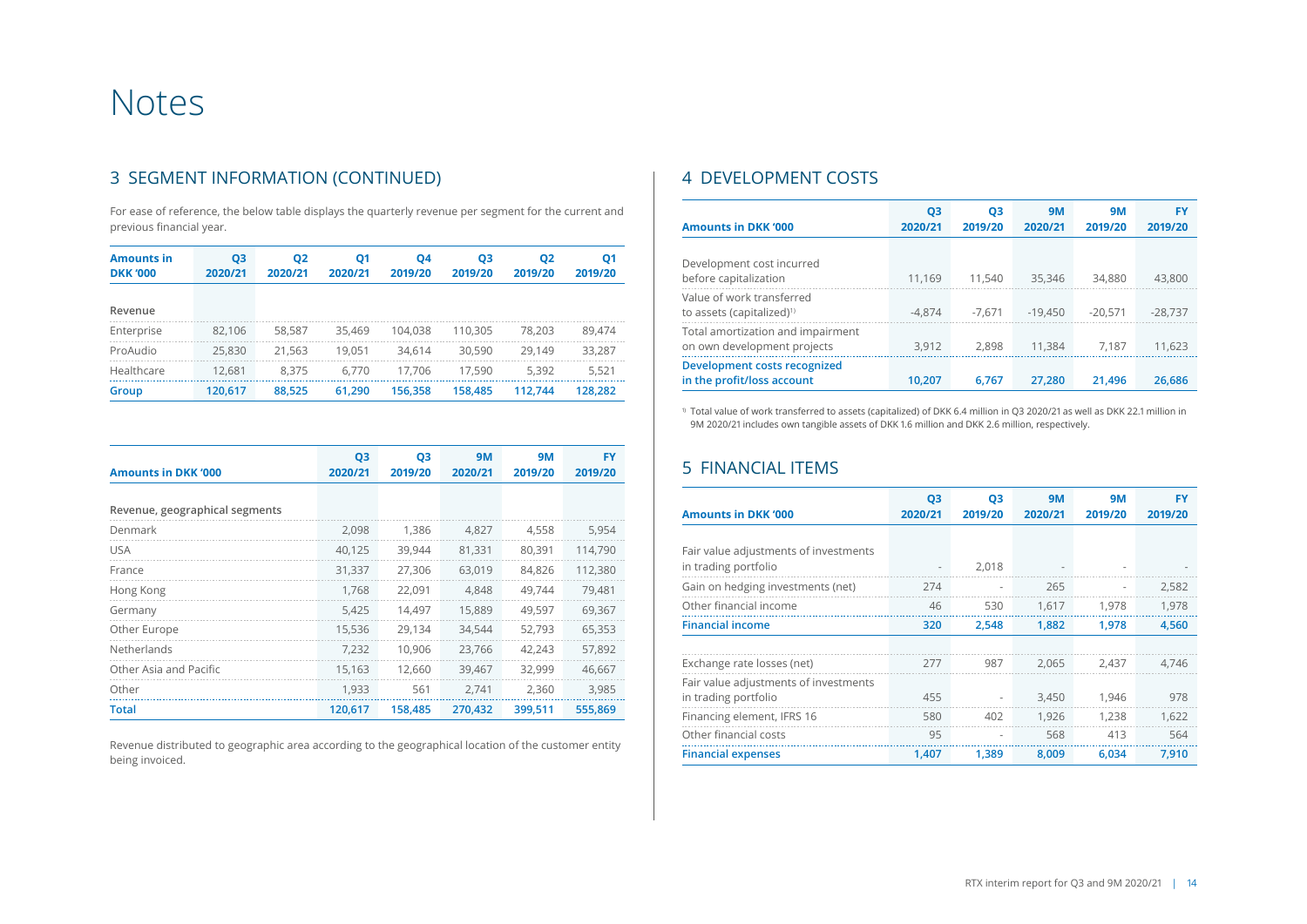# Notes

## 3 SEGMENT INFORMATION (CONTINUED)

For ease of reference, the below table displays the quarterly revenue per segment for the current and previous financial year.

| Amounts in DKK '000 | Q3 2020/21 | Q2 2020/21 | Q1 2020/21 | Q4 2019/20 | Q3 2019/20 | Q2 2019/20 | Q1 2019/20 |
|---|---|---|---|---|---|---|---|
| **Revenue** | | | | | | | |
| Enterprise | 82,106 | 58,587 | 35,469 | 104,038 | 110,305 | 78,203 | 89,474 |
| ProAudio | 25,830 | 21,563 | 19,051 | 34,614 | 30,590 | 29,149 | 33,287 |
| Healthcare | 12,681 | 8,375 | 6,770 | 17,706 | 17,590 | 5,392 | 5,521 |
| **Group** | **120,617** | **88,525** | **61,290** | **156,358** | **158,485** | **112,744** | **128,282** |

| Amounts in DKK '000 | Q3 2020/21 | Q3 2019/20 | 9M 2020/21 | 9M 2019/20 | FY 2019/20 |
|---|---|---|---|---|---|
| **Revenue, geographical segments** | | | | | |
| Denmark | 2,098 | 1,386 | 4,827 | 4,558 | 5,954 |
| USA | 40,125 | 39,944 | 81,331 | 80,391 | 114,790 |
| France | 31,337 | 27,306 | 63,019 | 84,826 | 112,380 |
| Hong Kong | 1,768 | 22,091 | 4,848 | 49,744 | 79,481 |
| Germany | 5,425 | 14,497 | 15,889 | 49,597 | 69,367 |
| Other Europe | 15,536 | 29,134 | 34,544 | 52,793 | 65,353 |
| Netherlands | 7,232 | 10,906 | 23,766 | 42,243 | 57,892 |
| Other Asia and Pacific | 15,163 | 12,660 | 39,467 | 32,999 | 46,667 |
| Other | 1,933 | 561 | 2,741 | 2,360 | 3,985 |
| **Total** | **120,617** | **158,485** | **270,432** | **399,511** | **555,869** |

Revenue distributed to geographic area according to the geographical location of the customer entity being invoiced.

## 4 DEVELOPMENT COSTS

| Amounts in DKK '000 | Q3 2020/21 | Q3 2019/20 | 9M 2020/21 | 9M 2019/20 | FY 2019/20 |
|---|---|---|---|---|---|
| Development cost incurred before capitalization | 11,169 | 11,540 | 35,346 | 34,880 | 43,800 |
| Value of work transferred to assets (capitalized)[1] | -4,874 | -7,671 | -19,450 | -20,571 | -28,737 |
| Total amortization and impairment on own development projects | 3,912 | 2,898 | 11,384 | 7,187 | 11,623 |
| **Development costs recognized in the profit/loss account** | **10,207** | **6,767** | **27,280** | **21,496** | **26,686** |

[1] Total value of work transferred to assets (capitalized) of DKK 6.4 million in Q3 2020/21 as well as DKK 22.1 million in 9M 2020/21 includes own tangible assets of DKK 1.6 million and DKK 2.6 million, respectively.

## 5 FINANCIAL ITEMS

| Amounts in DKK '000 | Q3 2020/21 | Q3 2019/20 | 9M 2020/21 | 9M 2019/20 | FY 2019/20 |
|---|---|---|---|---|---|
| Fair value adjustments of investments in trading portfolio | - | 2,018 | - | - | - |
| Gain on hedging investments (net) | 274 | - | 265 | - | 2,582 |
| Other financial income | 46 | 530 | 1,617 | 1,978 | 1,978 |
| **Financial income** | **320** | **2,548** | **1,882** | **1,978** | **4,560** |
| | | | | | |
| Exchange rate losses (net) | 277 | 987 | 2,065 | 2,437 | 4,746 |
| Fair value adjustments of investments in trading portfolio | 455 | - | 3,450 | 1,946 | 978 |
| Financing element, IFRS 16 | 580 | 402 | 1,926 | 1,238 | 1,622 |
| Other financial costs | 95 | - | 568 | 413 | 564 |
| **Financial expenses** | **1,407** | **1,389** | **8,009** | **6,034** | **7,910** |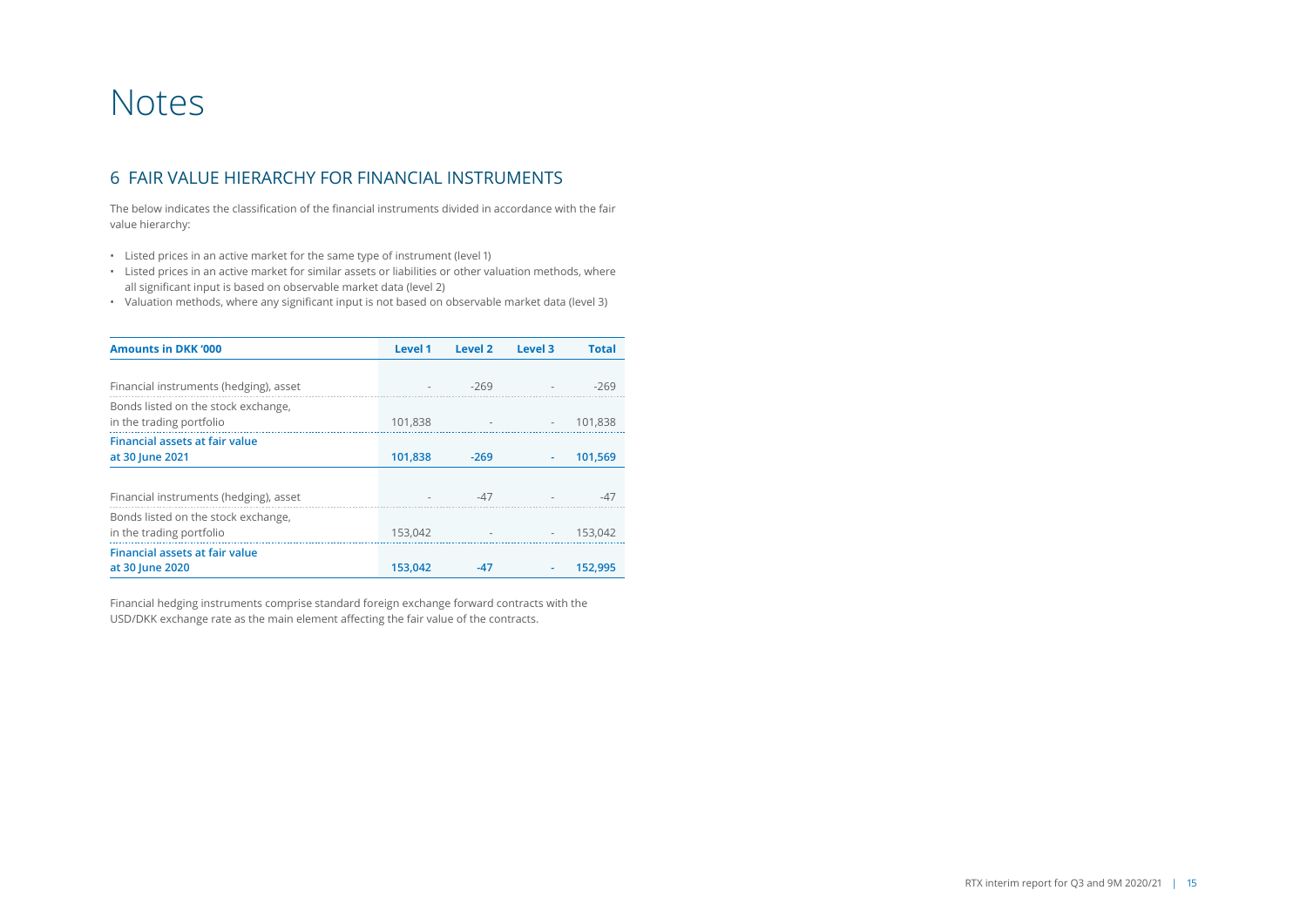# Notes

## 6 FAIR VALUE HIERARCHY FOR FINANCIAL INSTRUMENTS

The below indicates the classification of the financial instruments divided in accordance with the fair value hierarchy:

- Listed prices in an active market for the same type of instrument (level 1)
- Listed prices in an active market for similar assets or liabilities or other valuation methods, where all significant input is based on observable market data (level 2)
- Valuation methods, where any significant input is not based on observable market data (level 3)

| Amounts in DKK '000 | Level 1 | Level 2 | Level 3 | Total |
|---|---|---|---|---|
| Financial instruments (hedging), asset | - | -269 | - | -269 |
| Bonds listed on the stock exchange, in the trading portfolio | 101,838 | - | - | 101,838 |
| **Financial assets at fair value at 30 June 2021** | **101,838** | **-269** | **-** | **101,569** |
| Financial instruments (hedging), asset | - | -47 | - | -47 |
| Bonds listed on the stock exchange, in the trading portfolio | 153,042 | - | - | 153,042 |
| **Financial assets at fair value at 30 June 2020** | **153,042** | **-47** | **-** | **152,995** |

Financial hedging instruments comprise standard foreign exchange forward contracts with the USD/DKK exchange rate as the main element affecting the fair value of the contracts.